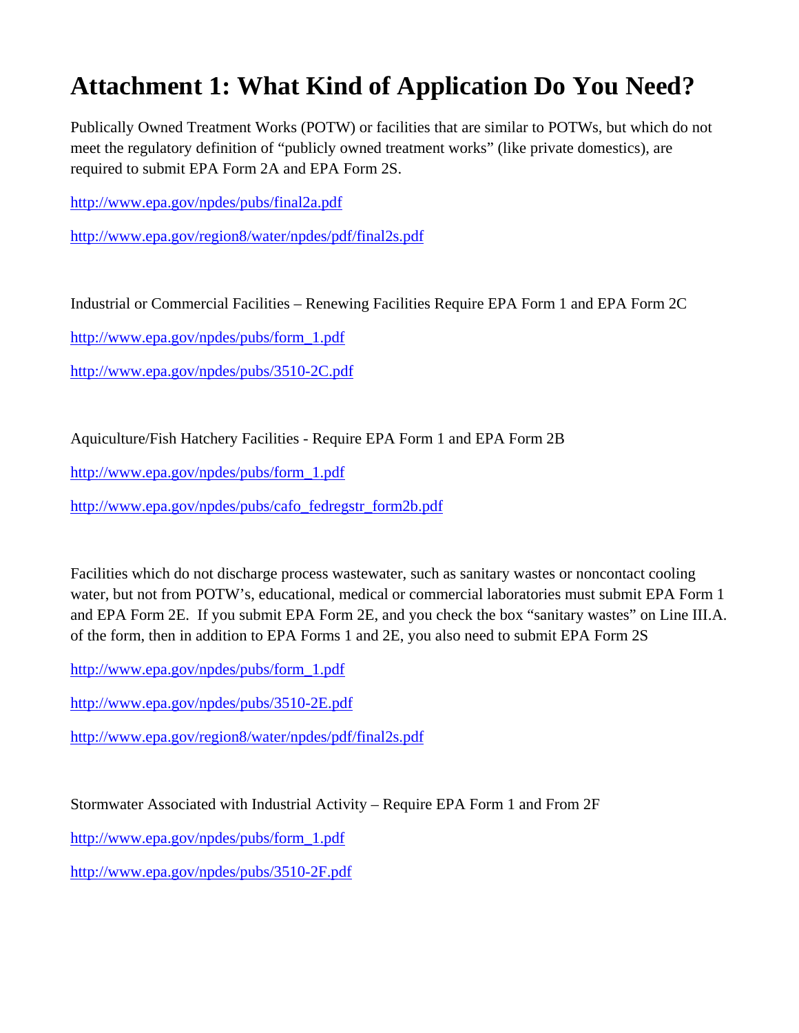# Attachment 1: What Kind of Application Do You Need?

Publically Owned Treatment Works (POTW) or facilities that are similar to POTWs, but which do not meet the regulatory definition of "publicly owned treatment works" (like private domestics), are required to submit EPA Form 2A and EPA Form 2S.

http://www.epa.gov/npdes/pubs/final2a.pdf

http://www.epa.gov/region8/water/npdes/pdf/final2s.pdf

Industrial or Commercial Facilities – Renewing Facilities Require EPA Form 1 and EPA Form 2C

http://www.epa.gov/npdes/pubs/form_1.pdf

http://www.epa.gov/npdes/pubs/3510-2C.pdf

Aiquiculture/Fish Hatchery Facilities - Require EPA Form 1 and EPA Form 2B

http://www.epa.gov/npdes/pubs/form_1.pdf

http://www.epa.gov/npdes/pubs/cafo_fedregstr_form2b.pdf

Facilities which do not discharge process wastewater, such as sanitary wastes or noncontact cooling water, but not from POTW's, educational, medical or commercial laboratories must submit EPA Form 1 and EPA Form 2E. If you submit EPA Form 2E, and you check the box "sanitary wastes" on Line III.A. of the form, then in addition to EPA Forms 1 and 2E, you also need to submit EPA Form 2S

http://www.epa.gov/npdes/pubs/form_1.pdf

http://www.epa.gov/npdes/pubs/3510-2E.pdf

http://www.epa.gov/region8/water/npdes/pdf/final2s.pdf

Stormwater Associated with Industrial Activity – Require EPA Form 1 and From 2F

http://www.epa.gov/npdes/pubs/form_1.pdf

http://www.epa.gov/npdes/pubs/3510-2F.pdf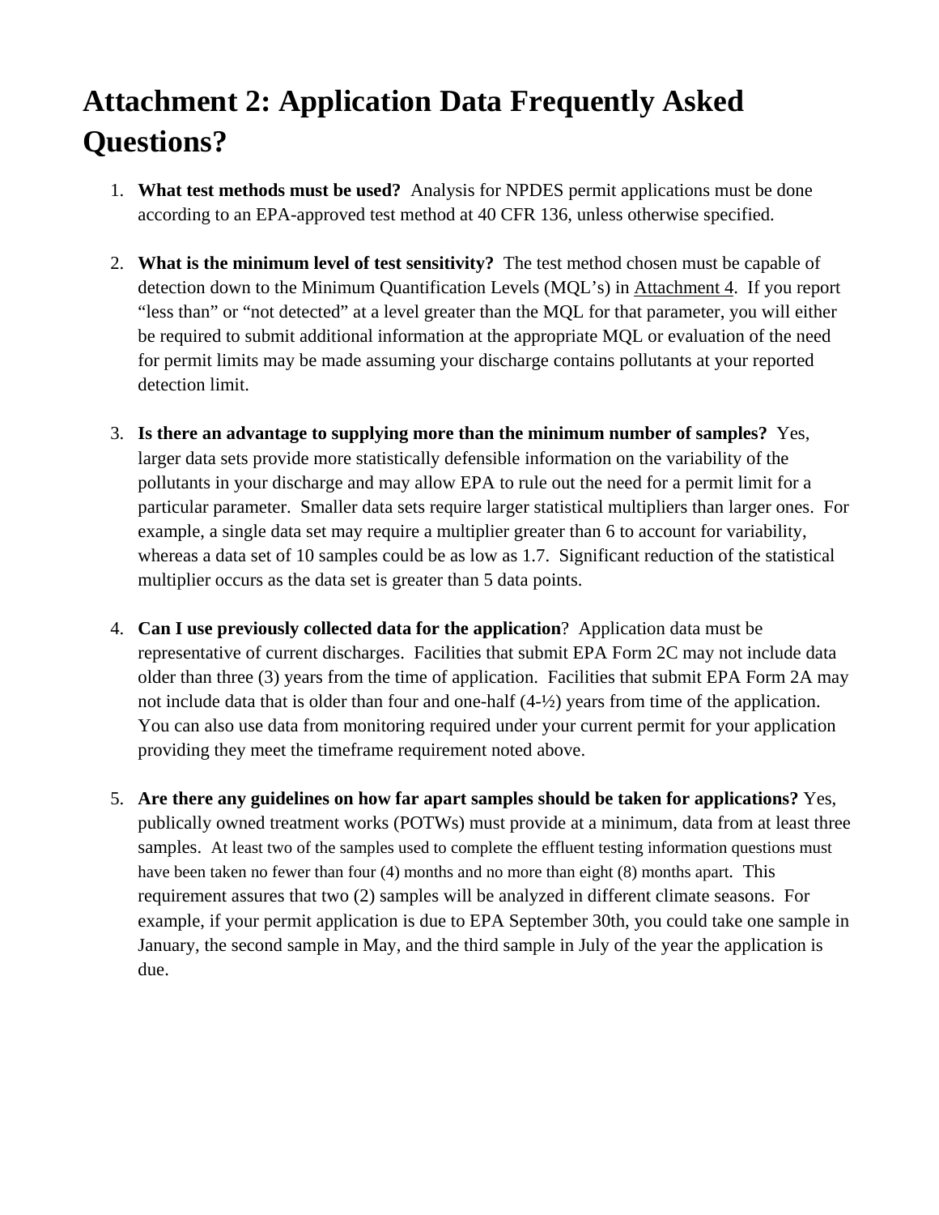# Attachment 2: Application Data Frequently Asked Questions?

1. **What test methods must be used?** Analysis for NPDES permit applications must be done according to an EPA-approved test method at 40 CFR 136, unless otherwise specified.

2. **What is the minimum level of test sensitivity?** The test method chosen must be capable of detection down to the Minimum Quantification Levels (MQL's) in Attachment 4. If you report "less than" or "not detected" at a level greater than the MQL for that parameter, you will either be required to submit additional information at the appropriate MQL or evaluation of the need for permit limits may be made assuming your discharge contains pollutants at your reported detection limit.

3. **Is there an advantage to supplying more than the minimum number of samples?** Yes, larger data sets provide more statistically defensible information on the variability of the pollutants in your discharge and may allow EPA to rule out the need for a permit limit for a particular parameter. Smaller data sets require larger statistical multipliers than larger ones. For example, a single data set may require a multiplier greater than 6 to account for variability, whereas a data set of 10 samples could be as low as 1.7. Significant reduction of the statistical multiplier occurs as the data set is greater than 5 data points.

4. **Can I use previously collected data for the application**? Application data must be representative of current discharges. Facilities that submit EPA Form 2C may not include data older than three (3) years from the time of application. Facilities that submit EPA Form 2A may not include data that is older than four and one-half (4-½) years from time of the application. You can also use data from monitoring required under your current permit for your application providing they meet the timeframe requirement noted above.

5. **Are there any guidelines on how far apart samples should be taken for applications?** Yes, publically owned treatment works (POTWs) must provide at a minimum, data from at least three samples. At least two of the samples used to complete the effluent testing information questions must have been taken no fewer than four (4) months and no more than eight (8) months apart. This requirement assures that two (2) samples will be analyzed in different climate seasons. For example, if your permit application is due to EPA September 30th, you could take one sample in January, the second sample in May, and the third sample in July of the year the application is due.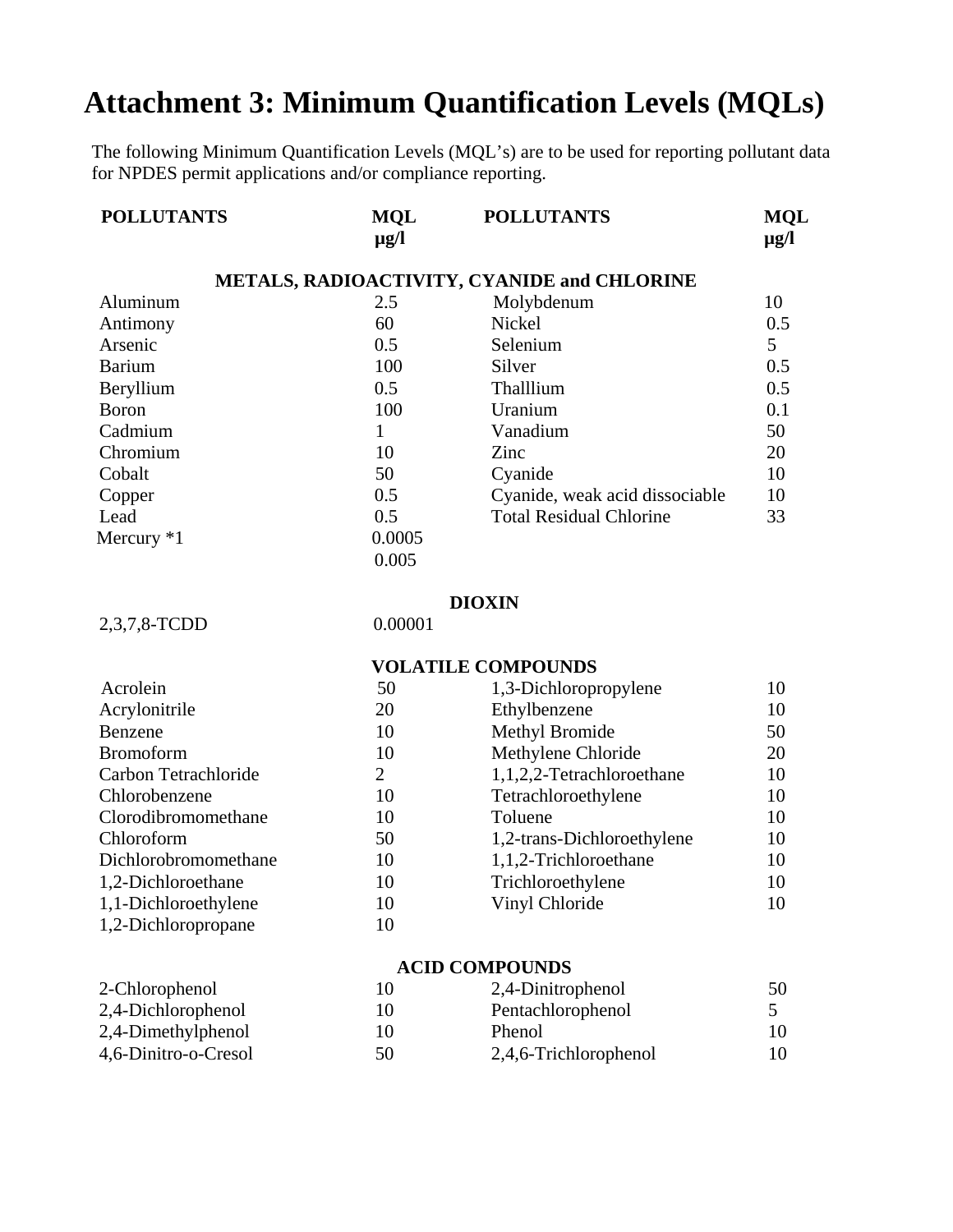# Attachment 3: Minimum Quantification Levels (MQLs)

The following Minimum Quantification Levels (MQL's) are to be used for reporting pollutant data for NPDES permit applications and/or compliance reporting.

| POLLUTANTS | MQL μg/l | POLLUTANTS | MQL μg/l |
|---|---|---|---|
| **METALS, RADIOACTIVITY, CYANIDE and CHLORINE** | | | |
| Aluminum | 2.5 | Molybdenum | 10 |
| Antimony | 60 | Nickel | 0.5 |
| Arsenic | 0.5 | Selenium | 5 |
| Barium | 100 | Silver | 0.5 |
| Beryllium | 0.5 | Thalllium | 0.5 |
| Boron | 100 | Uranium | 0.1 |
| Cadmium | 1 | Vanadium | 50 |
| Chromium | 10 | Zinc | 20 |
| Cobalt | 50 | Cyanide | 10 |
| Copper | 0.5 | Cyanide, weak acid dissociable | 10 |
| Lead | 0.5 | Total Residual Chlorine | 33 |
| Mercury *1 | 0.0005<br>0.005 | | |
| **DIOXIN** | | | |
| 2,3,7,8-TCDD | 0.00001 | | |
| **VOLATILE COMPOUNDS** | | | |
| Acrolein | 50 | 1,3-Dichloropropylene | 10 |
| Acrylonitrile | 20 | Ethylbenzene | 10 |
| Benzene | 10 | Methyl Bromide | 50 |
| Bromoform | 10 | Methylene Chloride | 20 |
| Carbon Tetrachloride | 2 | 1,1,2,2-Tetrachloroethane | 10 |
| Chlorobenzene | 10 | Tetrachloroethylene | 10 |
| Clorodibromomethane | 10 | Toluene | 10 |
| Chloroform | 50 | 1,2-trans-Dichloroethylene | 10 |
| Dichlorobromomethane | 10 | 1,1,2-Trichloroethane | 10 |
| 1,2-Dichloroethane | 10 | Trichloroethylene | 10 |
| 1,1-Dichloroethylene | 10 | Vinyl Chloride | 10 |
| 1,2-Dichloropropane | 10 | | |
| **ACID COMPOUNDS** | | | |
| 2-Chlorophenol | 10 | 2,4-Dinitrophenol | 50 |
| 2,4-Dichlorophenol | 10 | Pentachlorophenol | 5 |
| 2,4-Dimethylphenol | 10 | Phenol | 10 |
| 4,6-Dinitro-o-Cresol | 50 | 2,4,6-Trichlorophenol | 10 |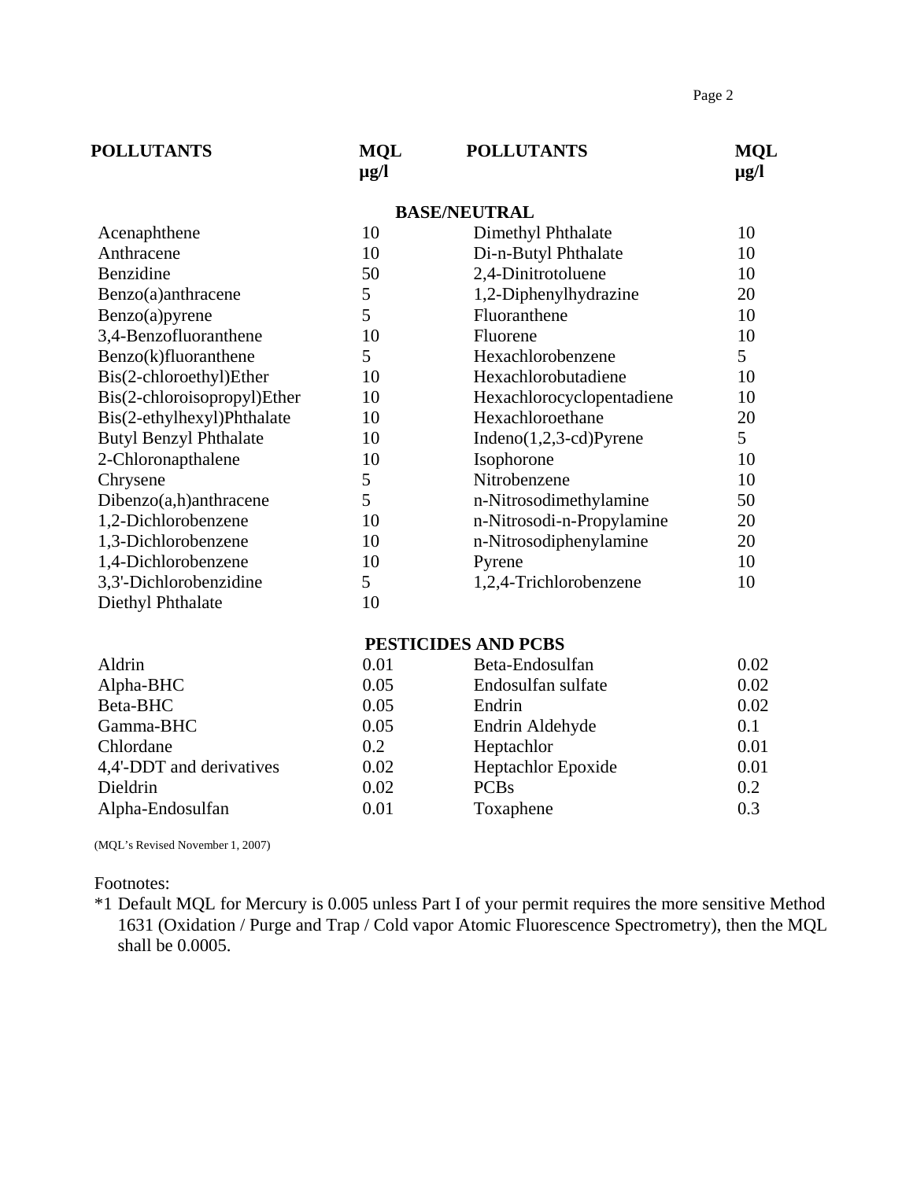| POLLUTANTS | MQL µg/l | POLLUTANTS | MQL µg/l |
|---|---|---|---|
| **BASE/NEUTRAL** | | | |
| Acenaphthene | 10 | Dimethyl Phthalate | 10 |
| Anthracene | 10 | Di-n-Butyl Phthalate | 10 |
| Benzidine | 50 | 2,4-Dinitrotoluene | 10 |
| Benzo(a)anthracene | 5 | 1,2-Diphenylhydrazine | 20 |
| Benzo(a)pyrene | 5 | Fluoranthene | 10 |
| 3,4-Benzofluoranthene | 10 | Fluorene | 10 |
| Benzo(k)fluoranthene | 5 | Hexachlorobenzene | 5 |
| Bis(2-chloroethyl)Ether | 10 | Hexachlorobutadiene | 10 |
| Bis(2-chloroisopropyl)Ether | 10 | Hexachlorocyclopentadiene | 10 |
| Bis(2-ethylhexyl)Phthalate | 10 | Hexachloroethane | 20 |
| Butyl Benzyl Phthalate | 10 | Indeno(1,2,3-cd)Pyrene | 5 |
| 2-Chloronapthalene | 10 | Isophorone | 10 |
| Chrysene | 5 | Nitrobenzene | 10 |
| Dibenzo(a,h)anthracene | 5 | n-Nitrosodimethylamine | 50 |
| 1,2-Dichlorobenzene | 10 | n-Nitrosodi-n-Propylamine | 20 |
| 1,3-Dichlorobenzene | 10 | n-Nitrosodiphenylamine | 20 |
| 1,4-Dichlorobenzene | 10 | Pyrene | 10 |
| 3,3'-Dichlorobenzidine | 5 | 1,2,4-Trichlorobenzene | 10 |
| Diethyl Phthalate | 10 | | |
| **PESTICIDES AND PCBS** | | | |
| Aldrin | 0.01 | Beta-Endosulfan | 0.02 |
| Alpha-BHC | 0.05 | Endosulfan sulfate | 0.02 |
| Beta-BHC | 0.05 | Endrin | 0.02 |
| Gamma-BHC | 0.05 | Endrin Aldehyde | 0.1 |
| Chlordane | 0.2 | Heptachlor | 0.01 |
| 4,4'-DDT and derivatives | 0.02 | Heptachlor Epoxide | 0.01 |
| Dieldrin | 0.02 | PCBs | 0.2 |
| Alpha-Endosulfan | 0.01 | Toxaphene | 0.3 |

(MQL's Revised November 1, 2007)

Footnotes:

*1 Default MQL for Mercury is 0.005 unless Part I of your permit requires the more sensitive Method 1631 (Oxidation / Purge and Trap / Cold vapor Atomic Fluorescence Spectrometry), then the MQL shall be 0.0005.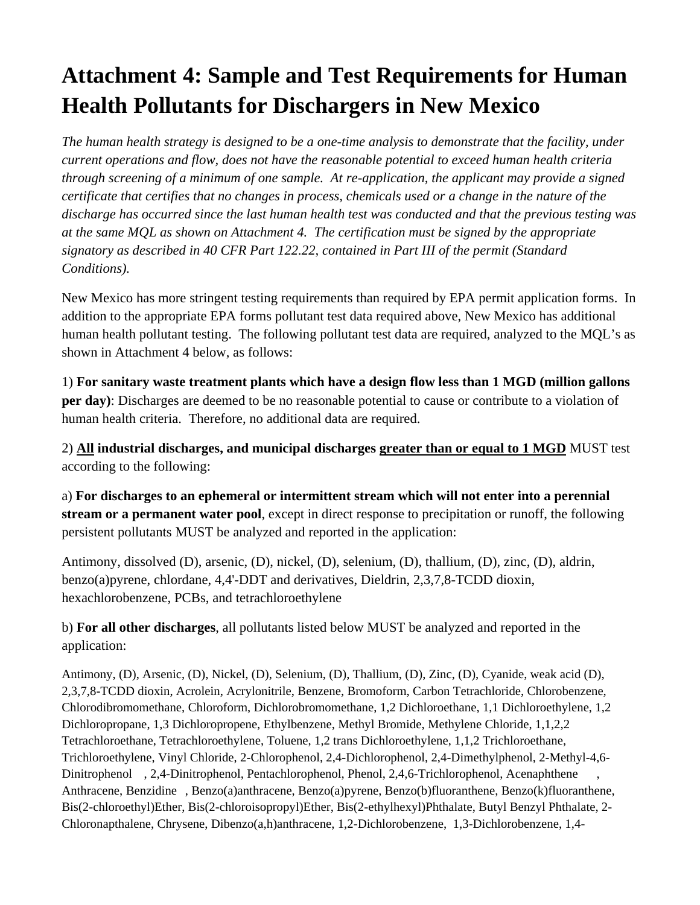# Attachment 4: Sample and Test Requirements for Human Health Pollutants for Dischargers in New Mexico

*The human health strategy is designed to be a one-time analysis to demonstrate that the facility, under current operations and flow, does not have the reasonable potential to exceed human health criteria through screening of a minimum of one sample. At re-application, the applicant may provide a signed certificate that certifies that no changes in process, chemicals used or a change in the nature of the discharge has occurred since the last human health test was conducted and that the previous testing was at the same MQL as shown on Attachment 4. The certification must be signed by the appropriate signatory as described in 40 CFR Part 122.22, contained in Part III of the permit (Standard Conditions).*

New Mexico has more stringent testing requirements than required by EPA permit application forms. In addition to the appropriate EPA forms pollutant test data required above, New Mexico has additional human health pollutant testing. The following pollutant test data are required, analyzed to the MQL's as shown in Attachment 4 below, as follows:

1) **For sanitary waste treatment plants which have a design flow less than 1 MGD (million gallons per day)**: Discharges are deemed to be no reasonable potential to cause or contribute to a violation of human health criteria. Therefore, no additional data are required.

2) **<u>All</u> industrial discharges, and municipal discharges <u>greater than or equal to 1 MGD</u>** MUST test according to the following:

a) **For discharges to an ephemeral or intermittent stream which will not enter into a perennial stream or a permanent water pool**, except in direct response to precipitation or runoff, the following persistent pollutants MUST be analyzed and reported in the application:

Antimony, dissolved (D), arsenic, (D), nickel, (D), selenium, (D), thallium, (D), zinc, (D), aldrin, benzo(a)pyrene, chlordane, 4,4'-DDT and derivatives, Dieldrin, 2,3,7,8-TCDD dioxin, hexachlorobenzene, PCBs, and tetrachloroethylene

b) **For all other discharges**, all pollutants listed below MUST be analyzed and reported in the application:

Antimony, (D), Arsenic, (D), Nickel, (D), Selenium, (D), Thallium, (D), Zinc, (D), Cyanide, weak acid (D), 2,3,7,8-TCDD dioxin, Acrolein, Acrylonitrile, Benzene, Bromoform, Carbon Tetrachloride, Chlorobenzene, Chlorodibromomethane, Chloroform, Dichlorobromomethane, 1,2 Dichloroethane, 1,1 Dichloroethylene, 1,2 Dichloropropane, 1,3 Dichloropropene, Ethylbenzene, Methyl Bromide, Methylene Chloride, 1,1,2,2 Tetrachloroethane, Tetrachloroethylene, Toluene, 1,2 trans Dichloroethylene, 1,1,2 Trichloroethane, Trichloroethylene, Vinyl Chloride, 2-Chlorophenol, 2,4-Dichlorophenol, 2,4-Dimethylphenol, 2-Methyl-4,6-Dinitrophenol, 2,4-Dinitrophenol, Pentachlorophenol, Phenol, 2,4,6-Trichlorophenol, Acenaphthene, Anthracene, Benzidine, Benzo(a)anthracene, Benzo(a)pyrene, Benzo(b)fluoranthene, Benzo(k)fluoranthene, Bis(2-chloroethyl)Ether, Bis(2-chloroisopropyl)Ether, Bis(2-ethylhexyl)Phthalate, Butyl Benzyl Phthalate, 2-Chloronapthalene, Chrysene, Dibenzo(a,h)anthracene, 1,2-Dichlorobenzene, 1,3-Dichlorobenzene, 1,4-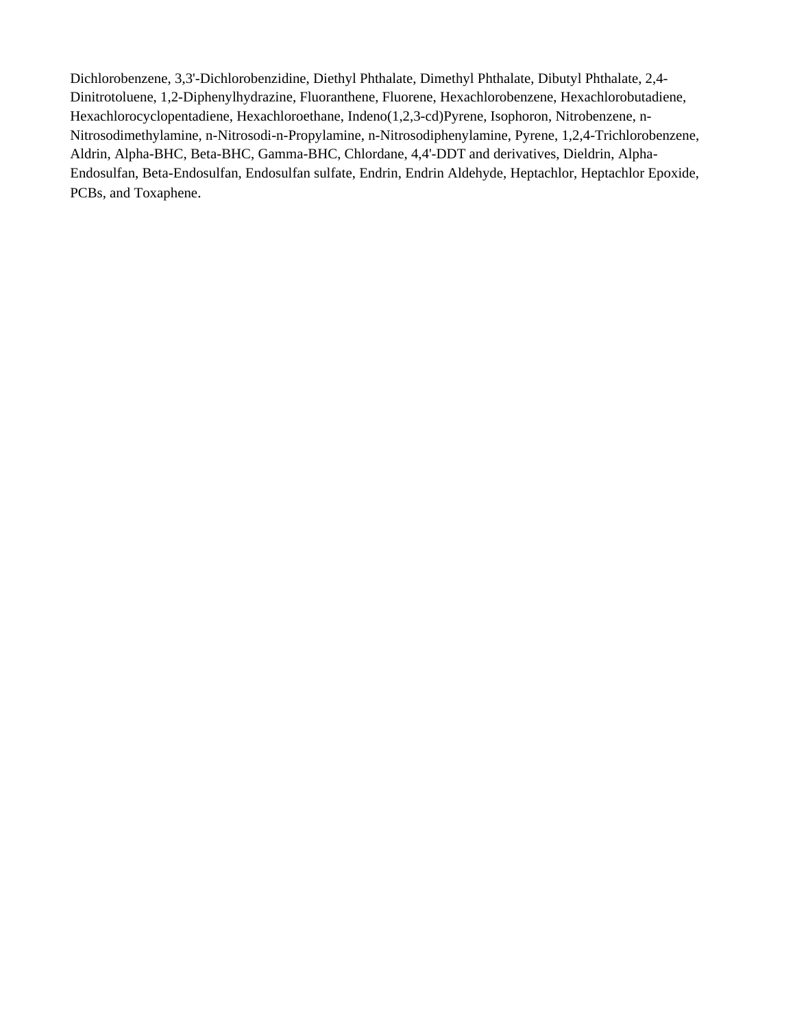Dichlorobenzene, 3,3'-Dichlorobenzidine, Diethyl Phthalate, Dimethyl Phthalate, Dibutyl Phthalate, 2,4-Dinitrotoluene, 1,2-Diphenylhydrazine, Fluoranthene, Fluorene, Hexachlorobenzene, Hexachlorobutadiene, Hexachlorocyclopentadiene, Hexachloroethane, Indeno(1,2,3-cd)Pyrene, Isophoron, Nitrobenzene, n-Nitrosodimethylamine, n-Nitrosodi-n-Propylamine, n-Nitrosodiphenylamine, Pyrene, 1,2,4-Trichlorobenzene, Aldrin, Alpha-BHC, Beta-BHC, Gamma-BHC, Chlordane, 4,4'-DDT and derivatives, Dieldrin, Alpha-Endosulfan, Beta-Endosulfan, Endosulfan sulfate, Endrin, Endrin Aldehyde, Heptachlor, Heptachlor Epoxide, PCBs, and Toxaphene.